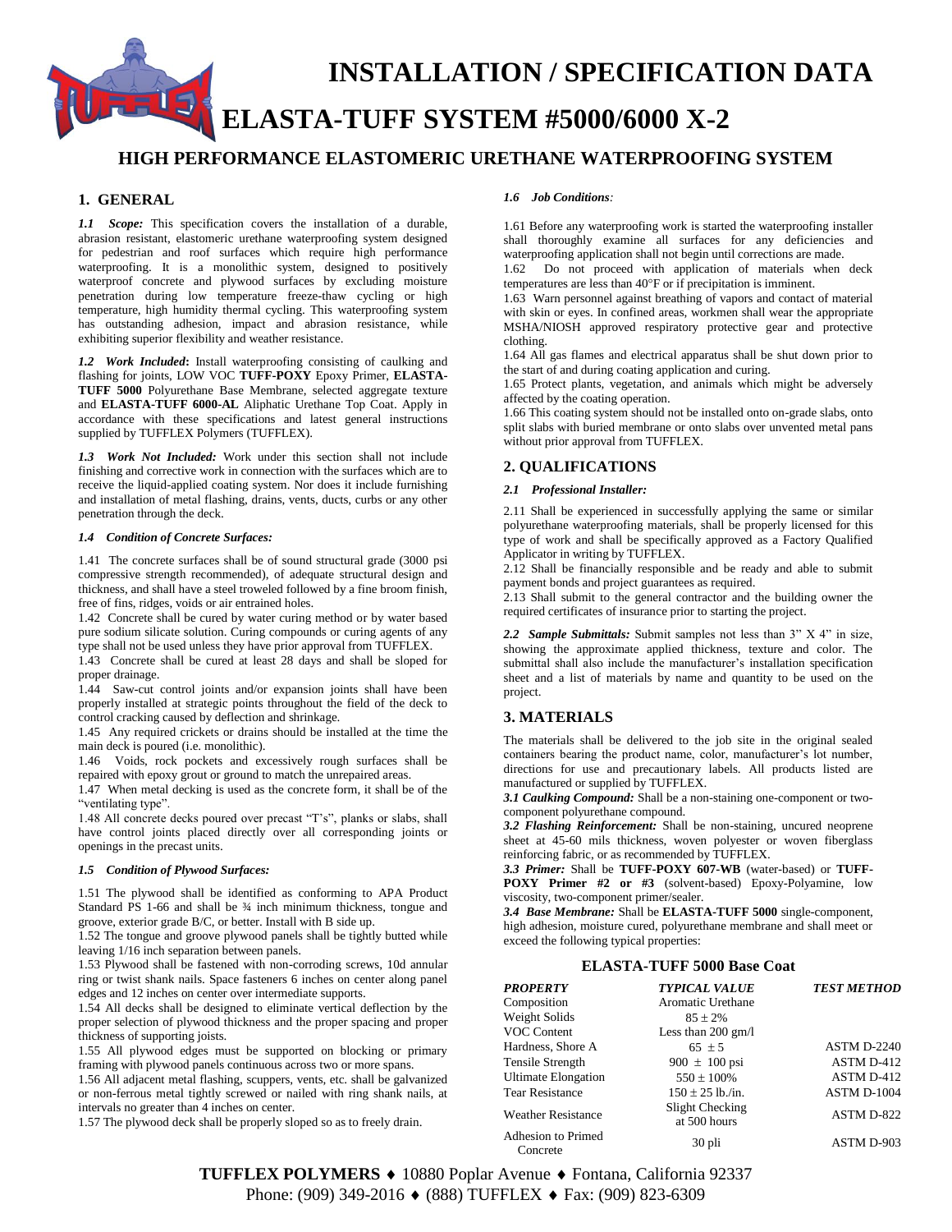# INSTALLATION / SPECIFICATION DATA

# ELASTA-TUFF SYSTEM #5000/6000 X-2

## HIGH PERFORMANCE ELASTOMERIC URETHANE WATERPROOFING SYSTEM

## 1. GENERAL

***1.1 Scope:*** This specification covers the installation of a durable, abrasion resistant, elastomeric urethane waterproofing system designed for pedestrian and roof surfaces which require high performance waterproofing. It is a monolithic system, designed to positively waterproof concrete and plywood surfaces by excluding moisture penetration during low temperature freeze-thaw cycling or high temperature, high humidity thermal cycling. This waterproofing system has outstanding adhesion, impact and abrasion resistance, while exhibiting superior flexibility and weather resistance.

***1.2 Work Included*:** Install waterproofing consisting of caulking and flashing for joints, LOW VOC **TUFF-POXY** Epoxy Primer, **ELASTA-TUFF 5000** Polyurethane Base Membrane, selected aggregate texture and **ELASTA-TUFF 6000-AL** Aliphatic Urethane Top Coat. Apply in accordance with these specifications and latest general instructions supplied by TUFFLEX Polymers (TUFFLEX).

***1.3 Work Not Included:*** Work under this section shall not include finishing and corrective work in connection with the surfaces which are to receive the liquid-applied coating system. Nor does it include furnishing and installation of metal flashing, drains, vents, ducts, curbs or any other penetration through the deck.

***1.4 Condition of Concrete Surfaces:***

1.41 The concrete surfaces shall be of sound structural grade (3000 psi compressive strength recommended), of adequate structural design and thickness, and shall have a steel troweled followed by a fine broom finish, free of fins, ridges, voids or air entrained holes.
1.42 Concrete shall be cured by water curing method or by water based pure sodium silicate solution. Curing compounds or curing agents of any type shall not be used unless they have prior approval from TUFFLEX.
1.43 Concrete shall be cured at least 28 days and shall be sloped for proper drainage.
1.44 Saw-cut control joints and/or expansion joints shall have been properly installed at strategic points throughout the field of the deck to control cracking caused by deflection and shrinkage.
1.45 Any required crickets or drains should be installed at the time the main deck is poured (i.e. monolithic).
1.46 Voids, rock pockets and excessively rough surfaces shall be repaired with epoxy grout or ground to match the unrepaired areas.
1.47 When metal decking is used as the concrete form, it shall be of the "ventilating type".
1.48 All concrete decks poured over precast "T's", planks or slabs, shall have control joints placed directly over all corresponding joints or openings in the precast units.

***1.5 Condition of Plywood Surfaces:***

1.51 The plywood shall be identified as conforming to APA Product Standard PS 1-66 and shall be ¾ inch minimum thickness, tongue and groove, exterior grade B/C, or better. Install with B side up.
1.52 The tongue and groove plywood panels shall be tightly butted while leaving 1/16 inch separation between panels.
1.53 Plywood shall be fastened with non-corroding screws, 10d annular ring or twist shank nails. Space fasteners 6 inches on center along panel edges and 12 inches on center over intermediate supports.
1.54 All decks shall be designed to eliminate vertical deflection by the proper selection of plywood thickness and the proper spacing and proper thickness of supporting joists.
1.55 All plywood edges must be supported on blocking or primary framing with plywood panels continuous across two or more spans.
1.56 All adjacent metal flashing, scuppers, vents, etc. shall be galvanized or non-ferrous metal tightly screwed or nailed with ring shank nails, at intervals no greater than 4 inches on center.
1.57 The plywood deck shall be properly sloped so as to freely drain.

***1.6 Job Conditions:***

1.61 Before any waterproofing work is started the waterproofing installer shall thoroughly examine all surfaces for any deficiencies and waterproofing application shall not begin until corrections are made.
1.62 Do not proceed with application of materials when deck temperatures are less than 40°F or if precipitation is imminent.
1.63 Warn personnel against breathing of vapors and contact of material with skin or eyes. In confined areas, workmen shall wear the appropriate MSHA/NIOSH approved respiratory protective gear and protective clothing.
1.64 All gas flames and electrical apparatus shall be shut down prior to the start of and during coating application and curing.
1.65 Protect plants, vegetation, and animals which might be adversely affected by the coating operation.
1.66 This coating system should not be installed onto on-grade slabs, onto split slabs with buried membrane or onto slabs over unvented metal pans without prior approval from TUFFLEX.

## 2. QUALIFICATIONS

***2.1 Professional Installer:***

2.11 Shall be experienced in successfully applying the same or similar polyurethane waterproofing materials, shall be properly licensed for this type of work and shall be specifically approved as a Factory Qualified Applicator in writing by TUFFLEX.
2.12 Shall be financially responsible and be ready and able to submit payment bonds and project guarantees as required.
2.13 Shall submit to the general contractor and the building owner the required certificates of insurance prior to starting the project.

***2.2 Sample Submittals:*** Submit samples not less than 3" X 4" in size, showing the approximate applied thickness, texture and color. The submittal shall also include the manufacturer's installation specification sheet and a list of materials by name and quantity to be used on the project.

## 3. MATERIALS

The materials shall be delivered to the job site in the original sealed containers bearing the product name, color, manufacturer's lot number, directions for use and precautionary labels. All products listed are manufactured or supplied by TUFFLEX.

***3.1 Caulking Compound:*** Shall be a non-staining one-component or two-component polyurethane compound.

***3.2 Flashing Reinforcement:*** Shall be non-staining, uncured neoprene sheet at 45-60 mils thickness, woven polyester or woven fiberglass reinforcing fabric, or as recommended by TUFFLEX.

***3.3 Primer:*** Shall be **TUFF-POXY 607-WB** (water-based) or **TUFF-POXY Primer #2 or #3** (solvent-based) Epoxy-Polyamine, low viscosity, two-component primer/sealer.

***3.4 Base Membrane:*** Shall be **ELASTA-TUFF 5000** single-component, high adhesion, moisture cured, polyurethane membrane and shall meet or exceed the following typical properties:

**ELASTA-TUFF 5000 Base Coat**

| *PROPERTY* | *TYPICAL VALUE* | *TEST METHOD* |
|---|---|---|
| Composition | Aromatic Urethane | |
| Weight Solids | 85 ± 2% | |
| VOC Content | Less than 200 gm/l | |
| Hardness, Shore A | 65 ± 5 | ASTM D-2240 |
| Tensile Strength | 900 ± 100 psi | ASTM D-412 |
| Ultimate Elongation | 550 ± 100% | ASTM D-412 |
| Tear Resistance | 150 ± 25 lb./in. | ASTM D-1004 |
| Weather Resistance | Slight Checking at 500 hours | ASTM D-822 |
| Adhesion to Primed Concrete | 30 pli | ASTM D-903 |

**TUFFLEX POLYMERS** ♦ 10880 Poplar Avenue ♦ Fontana, California 92337
Phone: (909) 349-2016 ♦ (888) TUFFLEX ♦ Fax: (909) 823-6309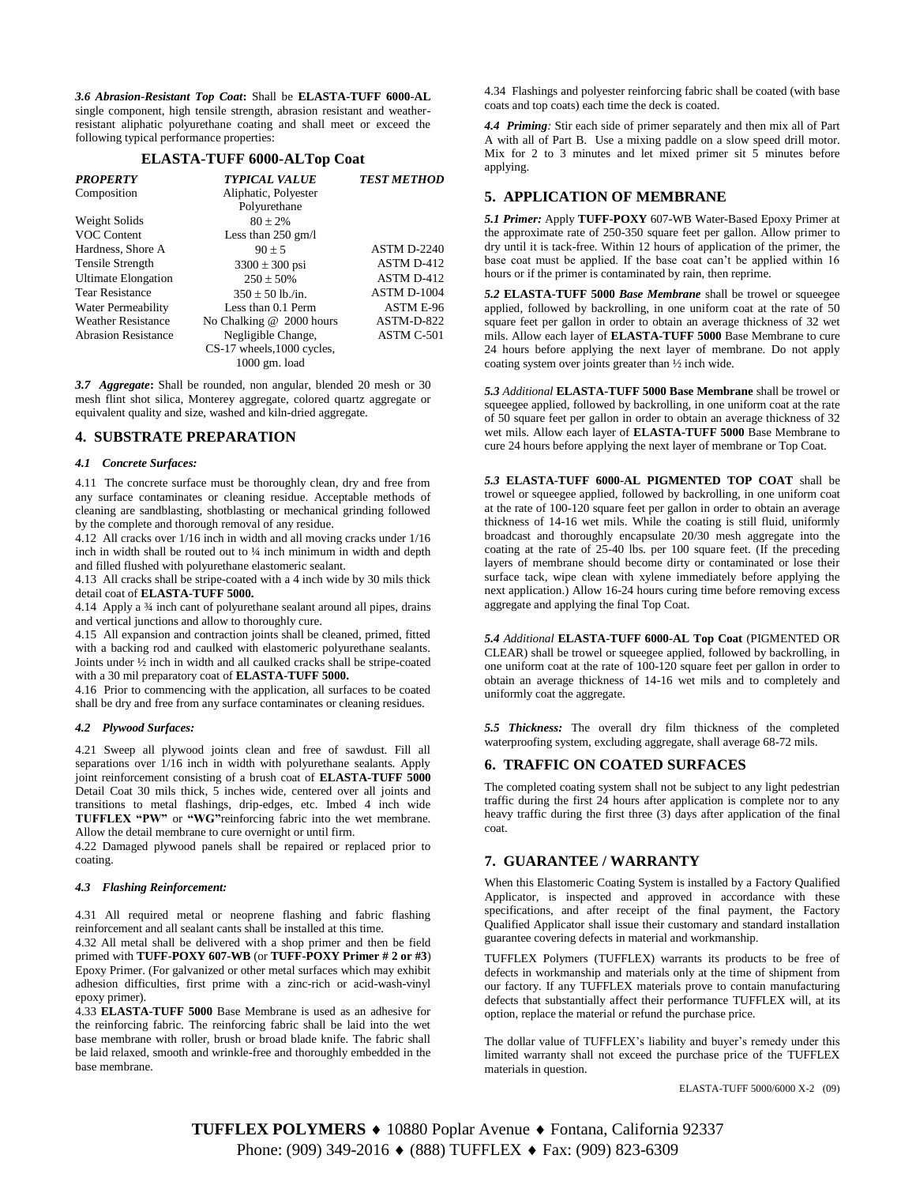***3.6 Abrasion-Resistant Top Coat*:** Shall be **ELASTA-TUFF 6000-AL** single component, high tensile strength, abrasion resistant and weather-resistant aliphatic polyurethane coating and shall meet or exceed the following typical performance properties:

### ELASTA-TUFF 6000-ALTop Coat

| *PROPERTY* | *TYPICAL VALUE* | *TEST METHOD* |
|---|---|---|
| Composition | Aliphatic, Polyester Polyurethane | |
| Weight Solids | 80 ± 2% | |
| VOC Content | Less than 250 gm/l | |
| Hardness, Shore A | 90 ± 5 | ASTM D-2240 |
| Tensile Strength | 3300 ± 300 psi | ASTM D-412 |
| Ultimate Elongation | 250 ± 50% | ASTM D-412 |
| Tear Resistance | 350 ± 50 lb./in. | ASTM D-1004 |
| Water Permeability | Less than 0.1 Perm | ASTM E-96 |
| Weather Resistance | No Chalking @ 2000 hours | ASTM-D-822 |
| Abrasion Resistance | Negligible Change, CS-17 wheels,1000 cycles, 1000 gm. load | ASTM C-501 |

***3.7 Aggregate*:** Shall be rounded, non angular, blended 20 mesh or 30 mesh flint shot silica, Monterey aggregate, colored quartz aggregate or equivalent quality and size, washed and kiln-dried aggregate.

## 4. SUBSTRATE PREPARATION

#### *4.1 Concrete Surfaces:*

4.11 The concrete surface must be thoroughly clean, dry and free from any surface contaminates or cleaning residue. Acceptable methods of cleaning are sandblasting, shotblasting or mechanical grinding followed by the complete and thorough removal of any residue.

4.12 All cracks over 1/16 inch in width and all moving cracks under 1/16 inch in width shall be routed out to ¼ inch minimum in width and depth and filled flushed with polyurethane elastomeric sealant.

4.13 All cracks shall be stripe-coated with a 4 inch wide by 30 mils thick detail coat of **ELASTA-TUFF 5000.**

4.14 Apply a ¾ inch cant of polyurethane sealant around all pipes, drains and vertical junctions and allow to thoroughly cure.

4.15 All expansion and contraction joints shall be cleaned, primed, fitted with a backing rod and caulked with elastomeric polyurethane sealants. Joints under ½ inch in width and all caulked cracks shall be stripe-coated with a 30 mil preparatory coat of **ELASTA-TUFF 5000.**

4.16 Prior to commencing with the application, all surfaces to be coated shall be dry and free from any surface contaminates or cleaning residues.

#### *4.2 Plywood Surfaces:*

4.21 Sweep all plywood joints clean and free of sawdust. Fill all separations over 1/16 inch in width with polyurethane sealants. Apply joint reinforcement consisting of a brush coat of **ELASTA-TUFF 5000** Detail Coat 30 mils thick, 5 inches wide, centered over all joints and transitions to metal flashings, drip-edges, etc. Imbed 4 inch wide **TUFFLEX "PW"** or **"WG"**reinforcing fabric into the wet membrane. Allow the detail membrane to cure overnight or until firm.

4.22 Damaged plywood panels shall be repaired or replaced prior to coating.

#### *4.3 Flashing Reinforcement:*

4.31 All required metal or neoprene flashing and fabric flashing reinforcement and all sealant cants shall be installed at this time.

4.32 All metal shall be delivered with a shop primer and then be field primed with **TUFF-POXY 607-WB** (or **TUFF-POXY Primer # 2 or #3**) Epoxy Primer. (For galvanized or other metal surfaces which may exhibit adhesion difficulties, first prime with a zinc-rich or acid-wash-vinyl epoxy primer).

4.33 **ELASTA-TUFF 5000** Base Membrane is used as an adhesive for the reinforcing fabric. The reinforcing fabric shall be laid into the wet base membrane with roller, brush or broad blade knife. The fabric shall be laid relaxed, smooth and wrinkle-free and thoroughly embedded in the base membrane.

4.34 Flashings and polyester reinforcing fabric shall be coated (with base coats and top coats) each time the deck is coated.

***4.4 Priming**:* Stir each side of primer separately and then mix all of Part A with all of Part B. Use a mixing paddle on a slow speed drill motor. Mix for 2 to 3 minutes and let mixed primer sit 5 minutes before applying.

## 5. APPLICATION OF MEMBRANE

***5.1 Primer:*** Apply **TUFF-POXY** 607-WB Water-Based Epoxy Primer at the approximate rate of 250-350 square feet per gallon. Allow primer to dry until it is tack-free. Within 12 hours of application of the primer, the base coat must be applied. If the base coat can't be applied within 16 hours or if the primer is contaminated by rain, then reprime.

***5.2* ELASTA-TUFF 5000 *Base Membrane*** shall be trowel or squeegee applied, followed by backrolling, in one uniform coat at the rate of 50 square feet per gallon in order to obtain an average thickness of 32 wet mils. Allow each layer of **ELASTA-TUFF 5000** Base Membrane to cure 24 hours before applying the next layer of membrane. Do not apply coating system over joints greater than ½ inch wide.

***5.3** Additional* **ELASTA-TUFF 5000 Base Membrane** shall be trowel or squeegee applied, followed by backrolling, in one uniform coat at the rate of 50 square feet per gallon in order to obtain an average thickness of 32 wet mils. Allow each layer of **ELASTA-TUFF 5000** Base Membrane to cure 24 hours before applying the next layer of membrane or Top Coat.

***5.3* ELASTA-TUFF 6000-AL PIGMENTED TOP COAT** shall be trowel or squeegee applied, followed by backrolling, in one uniform coat at the rate of 100-120 square feet per gallon in order to obtain an average thickness of 14-16 wet mils. While the coating is still fluid, uniformly broadcast and thoroughly encapsulate 20/30 mesh aggregate into the coating at the rate of 25-40 lbs. per 100 square feet. (If the preceding layers of membrane should become dirty or contaminated or lose their surface tack, wipe clean with xylene immediately before applying the next application.) Allow 16-24 hours curing time before removing excess aggregate and applying the final Top Coat.

***5.4** Additional* **ELASTA-TUFF 6000-AL Top Coat** (PIGMENTED OR CLEAR) shall be trowel or squeegee applied, followed by backrolling, in one uniform coat at the rate of 100-120 square feet per gallon in order to obtain an average thickness of 14-16 wet mils and to completely and uniformly coat the aggregate.

***5.5 Thickness:*** The overall dry film thickness of the completed waterproofing system, excluding aggregate, shall average 68-72 mils.

## 6. TRAFFIC ON COATED SURFACES

The completed coating system shall not be subject to any light pedestrian traffic during the first 24 hours after application is complete nor to any heavy traffic during the first three (3) days after application of the final coat.

## 7. GUARANTEE / WARRANTY

When this Elastomeric Coating System is installed by a Factory Qualified Applicator, is inspected and approved in accordance with these specifications, and after receipt of the final payment, the Factory Qualified Applicator shall issue their customary and standard installation guarantee covering defects in material and workmanship.

TUFFLEX Polymers (TUFFLEX) warrants its products to be free of defects in workmanship and materials only at the time of shipment from our factory. If any TUFFLEX materials prove to contain manufacturing defects that substantially affect their performance TUFFLEX will, at its option, replace the material or refund the purchase price.

The dollar value of TUFFLEX's liability and buyer's remedy under this limited warranty shall not exceed the purchase price of the TUFFLEX materials in question.

ELASTA-TUFF 5000/6000 X-2 (09)

**TUFFLEX POLYMERS** ♦ 10880 Poplar Avenue ♦ Fontana, California 92337
Phone: (909) 349-2016 ♦ (888) TUFFLEX ♦ Fax: (909) 823-6309